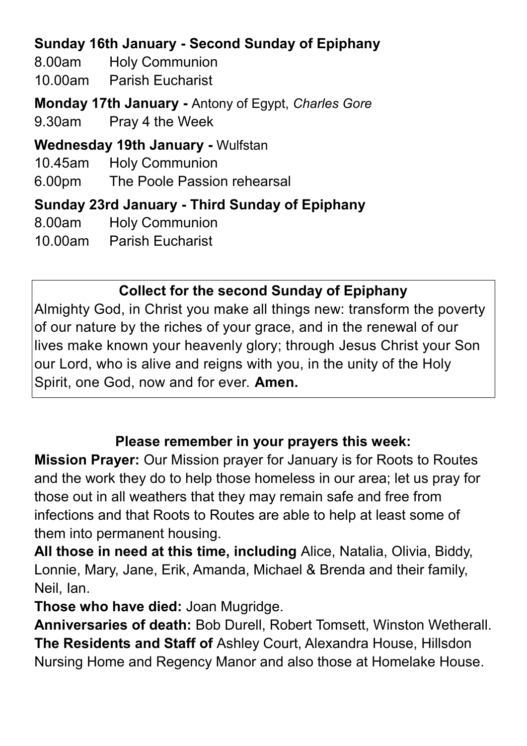**Sunday 16th January - Second Sunday of Epiphany**

8.00am Holy Communion
10.00am Parish Eucharist

**Monday 17th January -** Antony of Egypt, *Charles Gore*

9.30am Pray 4 the Week

**Wednesday 19th January -** Wulfstan

10.45am Holy Communion
6.00pm The Poole Passion rehearsal

**Sunday 23rd January - Third Sunday of Epiphany**

8.00am Holy Communion
10.00am Parish Eucharist

**Collect for the second Sunday of Epiphany**

Almighty God, in Christ you make all things new: transform the poverty of our nature by the riches of your grace, and in the renewal of our lives make known your heavenly glory; through Jesus Christ your Son our Lord, who is alive and reigns with you, in the unity of the Holy Spirit, one God, now and for ever. **Amen.**

**Please remember in your prayers this week:**

**Mission Prayer:** Our Mission prayer for January is for Roots to Routes and the work they do to help those homeless in our area; let us pray for those out in all weathers that they may remain safe and free from infections and that Roots to Routes are able to help at least some of them into permanent housing.

**All those in need at this time, including** Alice, Natalia, Olivia, Biddy, Lonnie, Mary, Jane, Erik, Amanda, Michael & Brenda and their family, Neil, Ian.

**Those who have died:** Joan Mugridge.

**Anniversaries of death:** Bob Durell, Robert Tomsett, Winston Wetherall.

**The Residents and Staff of** Ashley Court, Alexandra House, Hillsdon Nursing Home and Regency Manor and also those at Homelake House.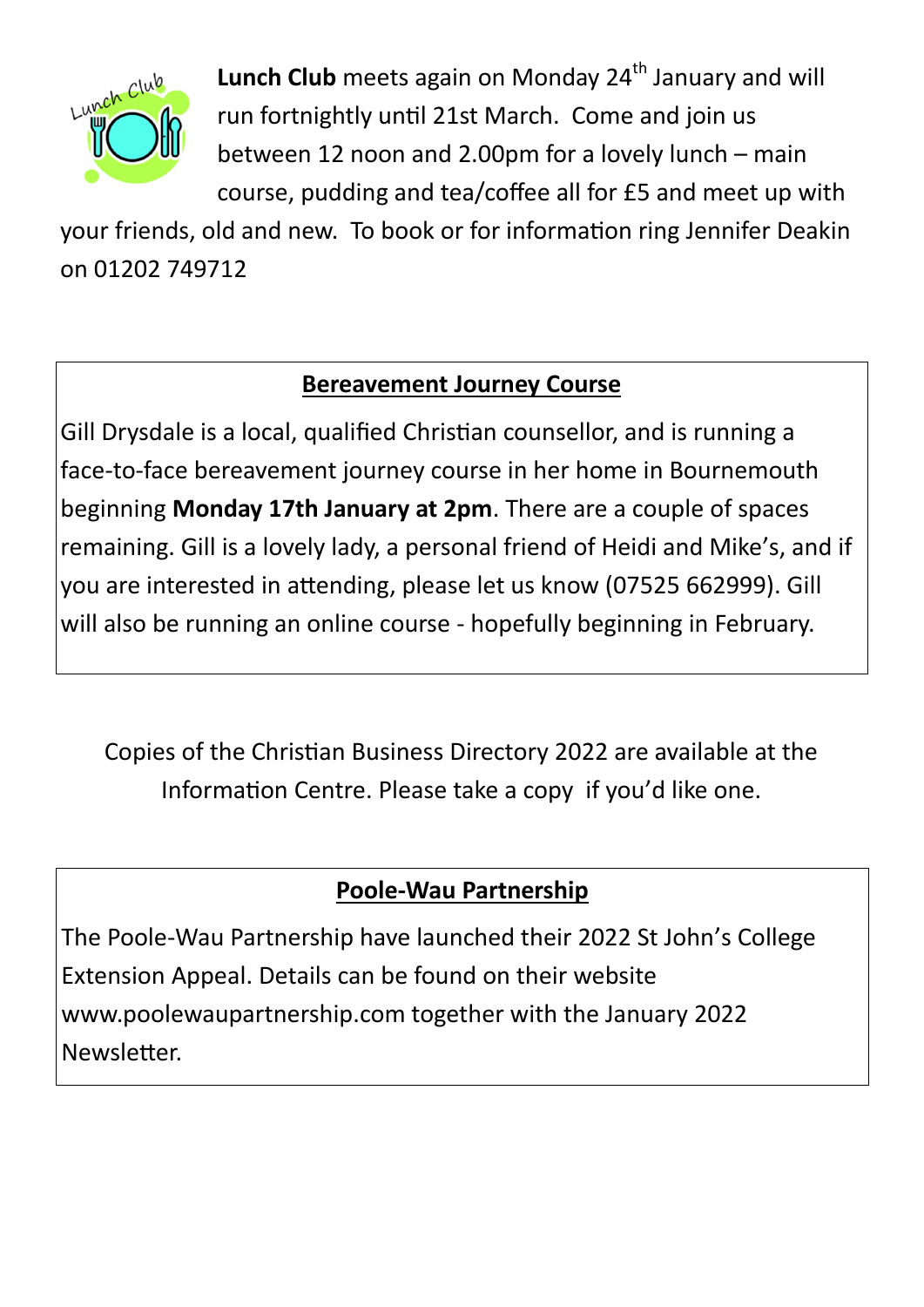**Lunch Club** meets again on Monday 24th January and will run fortnightly until 21st March. Come and join us between 12 noon and 2.00pm for a lovely lunch – main course, pudding and tea/coffee all for £5 and meet up with your friends, old and new. To book or for information ring Jennifer Deakin on 01202 749712

## Bereavement Journey Course

Gill Drysdale is a local, qualified Christian counsellor, and is running a face-to-face bereavement journey course in her home in Bournemouth beginning **Monday 17th January at 2pm**. There are a couple of spaces remaining. Gill is a lovely lady, a personal friend of Heidi and Mike's, and if you are interested in attending, please let us know (07525 662999). Gill will also be running an online course - hopefully beginning in February.

Copies of the Christian Business Directory 2022 are available at the Information Centre. Please take a copy if you'd like one.

## Poole-Wau Partnership

The Poole-Wau Partnership have launched their 2022 St John's College Extension Appeal. Details can be found on their website www.poolewaupartnership.com together with the January 2022 Newsletter.